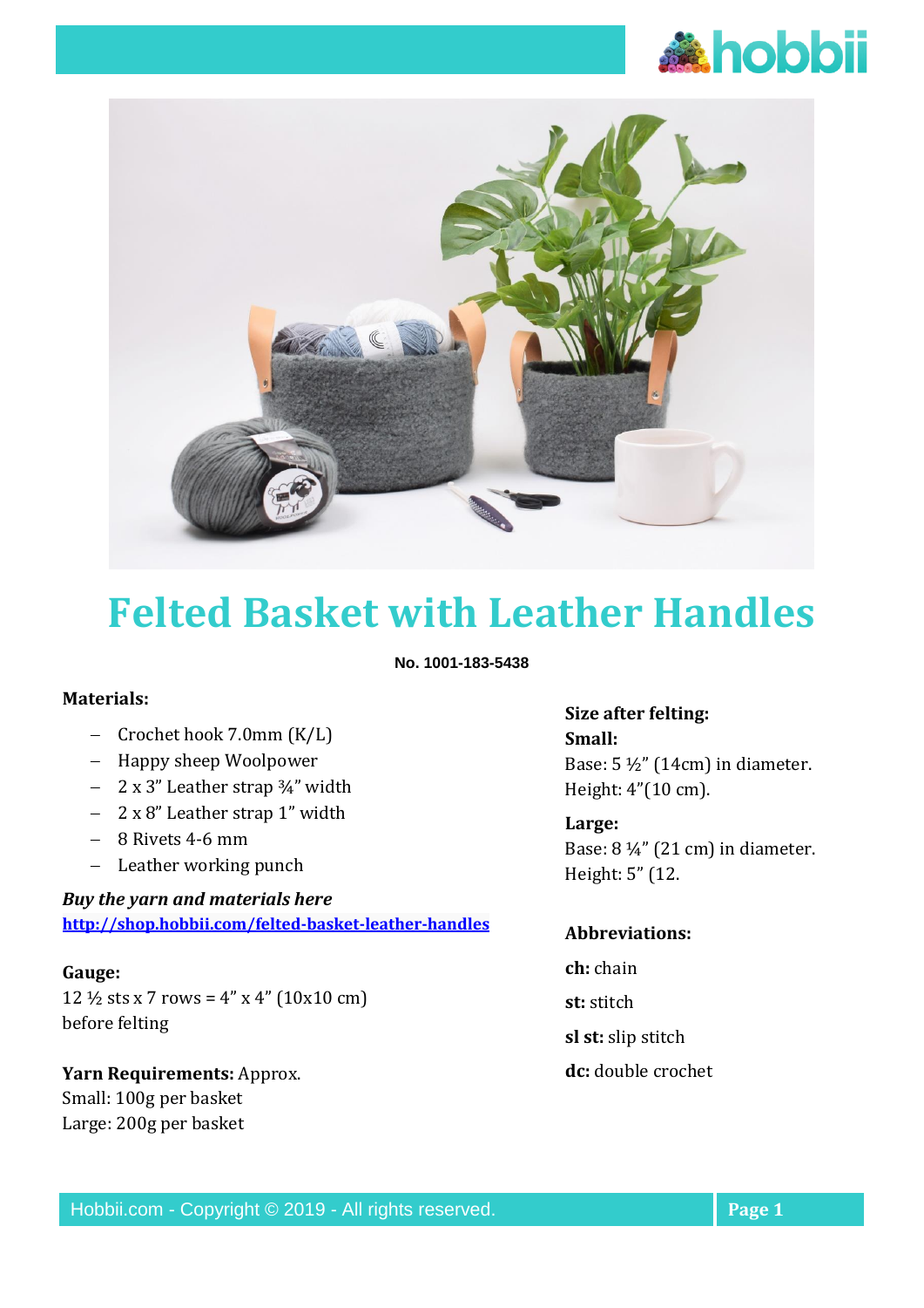# Felted Basket with Leather Handles

**No. 1001-183-5438**

## Materials:

- Crochet hook 7.0mm (K/L)
- Happy sheep Woolpower
- 2 x 3" Leather strap ¾" width
- 2 x 8" Leather strap 1" width
- 8 Rivets 4-6 mm
- Leather working punch

***Buy the yarn and materials here***
**[http://shop.hobbii.com/felted-basket-leather-handles](http://shop.hobbii.com/felted-basket-leather-handles)**

**Gauge:**
12 ½ sts x 7 rows = 4" x 4" (10x10 cm) before felting

**Yarn Requirements:** Approx.
Small: 100g per basket
Large: 200g per basket

**Size after felting:**

**Small:**
Base: 5 ½" (14cm) in diameter.
Height: 4"(10 cm).

**Large:**
Base: 8 ¼" (21 cm) in diameter.
Height: 5" (12.

**Abbreviations:**

**ch:** chain

**st:** stitch

**sl st:** slip stitch

**dc:** double crochet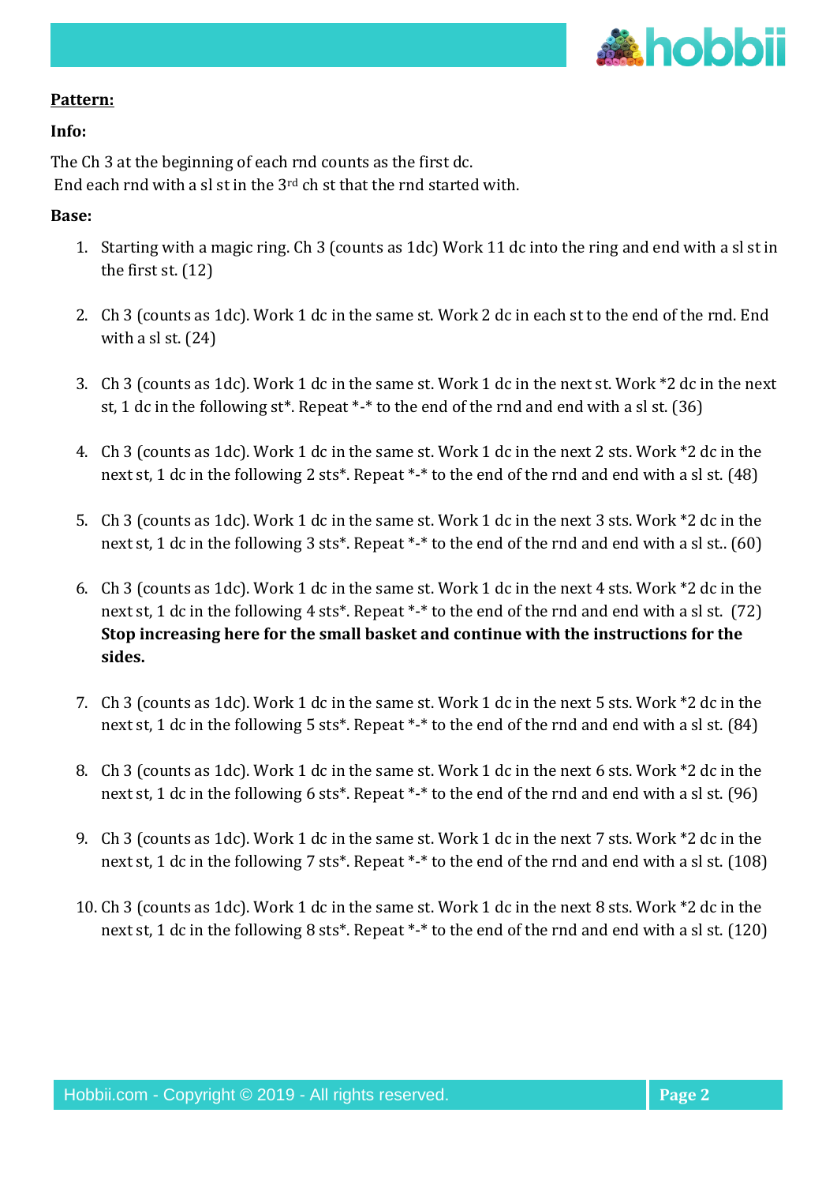**Pattern:**

**Info:**

The Ch 3 at the beginning of each rnd counts as the first dc.
End each rnd with a sl st in the 3rd ch st that the rnd started with.

**Base:**

1. Starting with a magic ring. Ch 3 (counts as 1dc) Work 11 dc into the ring and end with a sl st in the first st. (12)

2. Ch 3 (counts as 1dc). Work 1 dc in the same st. Work 2 dc in each st to the end of the rnd. End with a sl st. (24)

3. Ch 3 (counts as 1dc). Work 1 dc in the same st. Work 1 dc in the next st. Work *2 dc in the next st, 1 dc in the following st*. Repeat *-* to the end of the rnd and end with a sl st. (36)

4. Ch 3 (counts as 1dc). Work 1 dc in the same st. Work 1 dc in the next 2 sts. Work *2 dc in the next st, 1 dc in the following 2 sts*. Repeat *-* to the end of the rnd and end with a sl st. (48)

5. Ch 3 (counts as 1dc). Work 1 dc in the same st. Work 1 dc in the next 3 sts. Work *2 dc in the next st, 1 dc in the following 3 sts*. Repeat *-* to the end of the rnd and end with a sl st.. (60)

6. Ch 3 (counts as 1dc). Work 1 dc in the same st. Work 1 dc in the next 4 sts. Work *2 dc in the next st, 1 dc in the following 4 sts*. Repeat *-* to the end of the rnd and end with a sl st. (72)
   **Stop increasing here for the small basket and continue with the instructions for the sides.**

7. Ch 3 (counts as 1dc). Work 1 dc in the same st. Work 1 dc in the next 5 sts. Work *2 dc in the next st, 1 dc in the following 5 sts*. Repeat *-* to the end of the rnd and end with a sl st. (84)

8. Ch 3 (counts as 1dc). Work 1 dc in the same st. Work 1 dc in the next 6 sts. Work *2 dc in the next st, 1 dc in the following 6 sts*. Repeat *-* to the end of the rnd and end with a sl st. (96)

9. Ch 3 (counts as 1dc). Work 1 dc in the same st. Work 1 dc in the next 7 sts. Work *2 dc in the next st, 1 dc in the following 7 sts*. Repeat *-* to the end of the rnd and end with a sl st. (108)

10. Ch 3 (counts as 1dc). Work 1 dc in the same st. Work 1 dc in the next 8 sts. Work *2 dc in the next st, 1 dc in the following 8 sts*. Repeat *-* to the end of the rnd and end with a sl st. (120)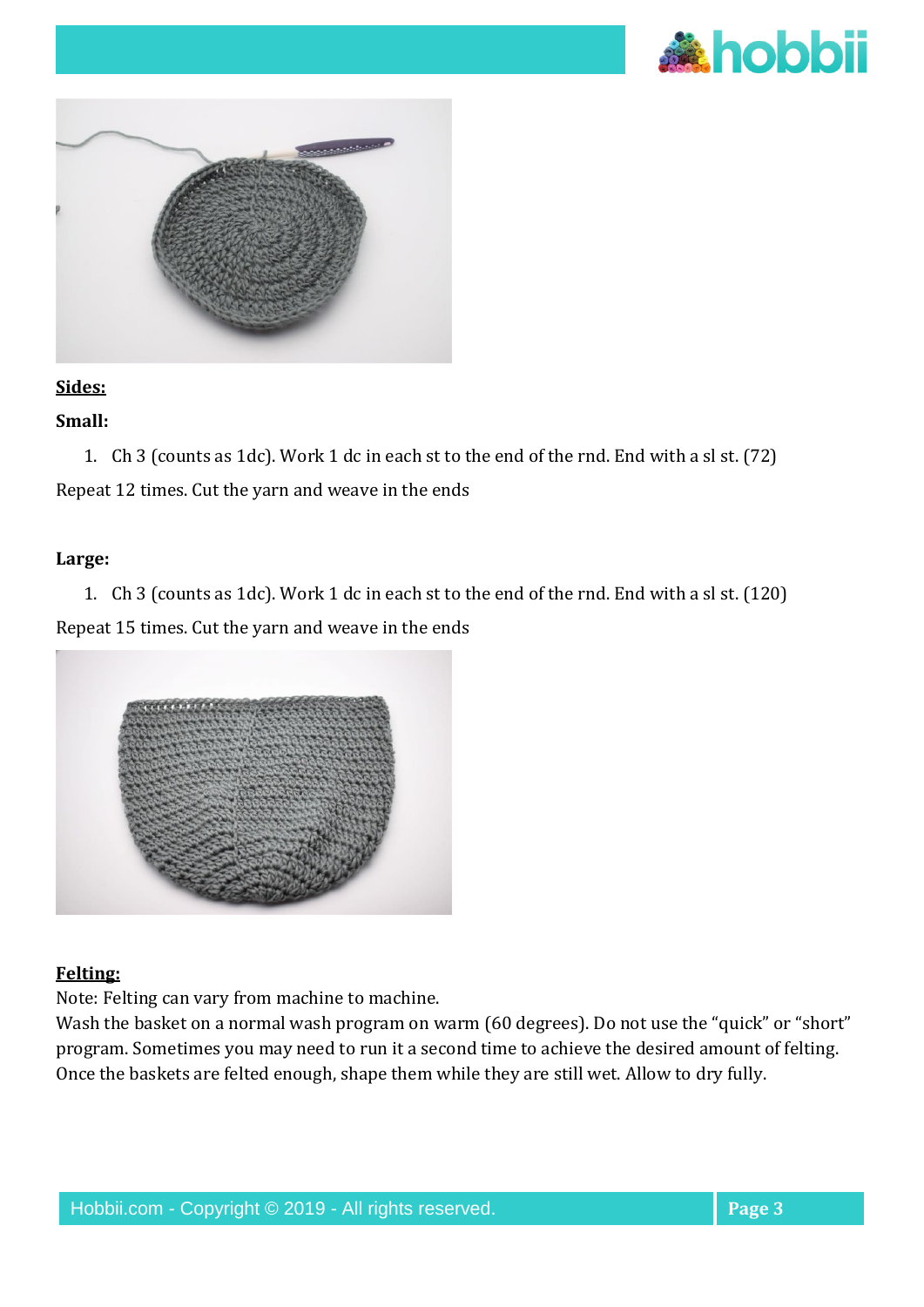**Sides:**

**Small:**

1. Ch 3 (counts as 1dc). Work 1 dc in each st to the end of the rnd. End with a sl st. (72)

Repeat 12 times. Cut the yarn and weave in the ends

**Large:**

1. Ch 3 (counts as 1dc). Work 1 dc in each st to the end of the rnd. End with a sl st. (120)

Repeat 15 times. Cut the yarn and weave in the ends

**Felting:**

Note: Felting can vary from machine to machine.
Wash the basket on a normal wash program on warm (60 degrees). Do not use the "quick" or "short" program. Sometimes you may need to run it a second time to achieve the desired amount of felting. Once the baskets are felted enough, shape them while they are still wet. Allow to dry fully.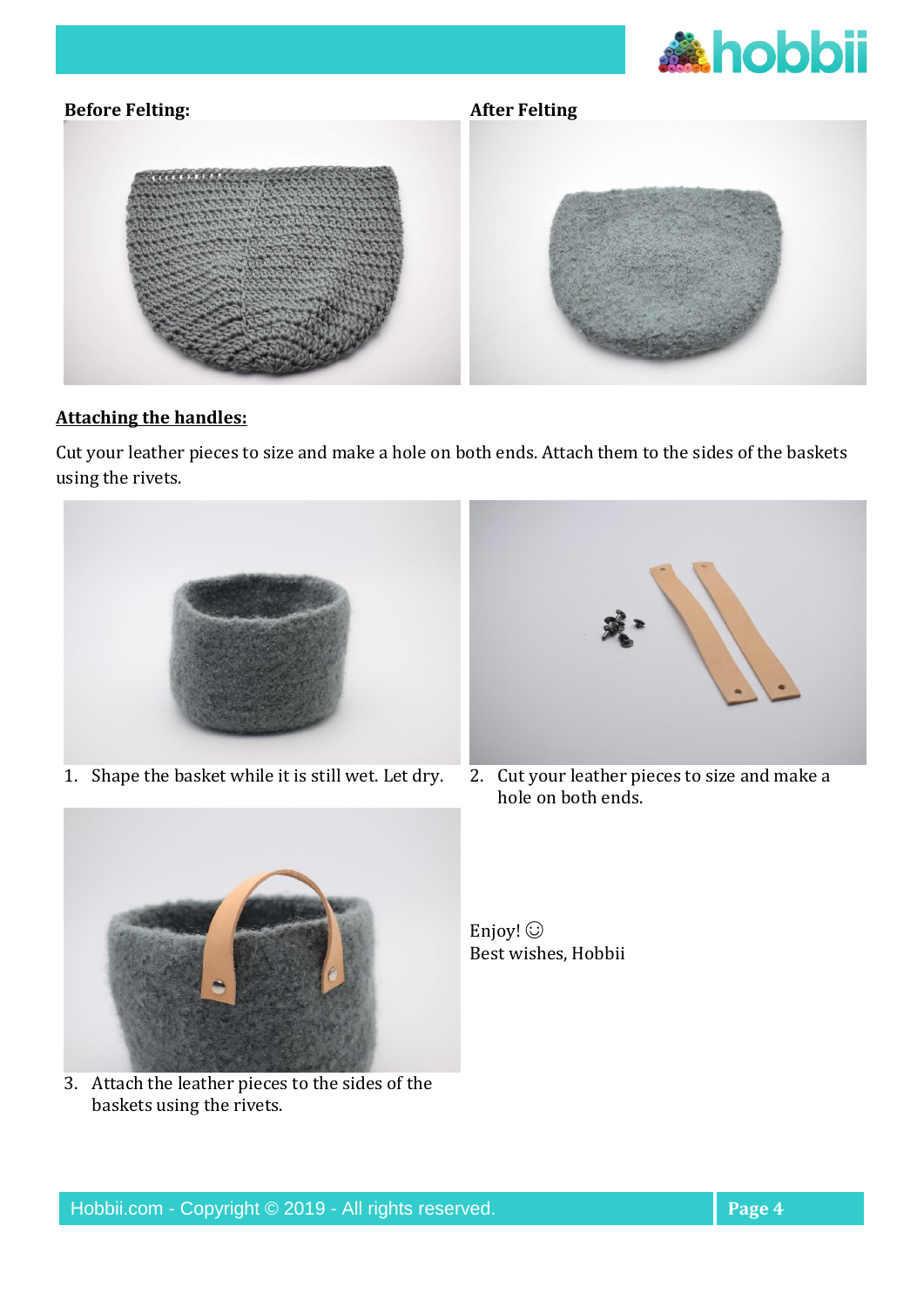**Before Felting:**

**After Felting**

## Attaching the handles:

Cut your leather pieces to size and make a hole on both ends. Attach them to the sides of the baskets using the rivets.

1. Shape the basket while it is still wet. Let dry.
2. Cut your leather pieces to size and make a hole on both ends.
3. Attach the leather pieces to the sides of the baskets using the rivets.

Enjoy! ☺
Best wishes, Hobbii